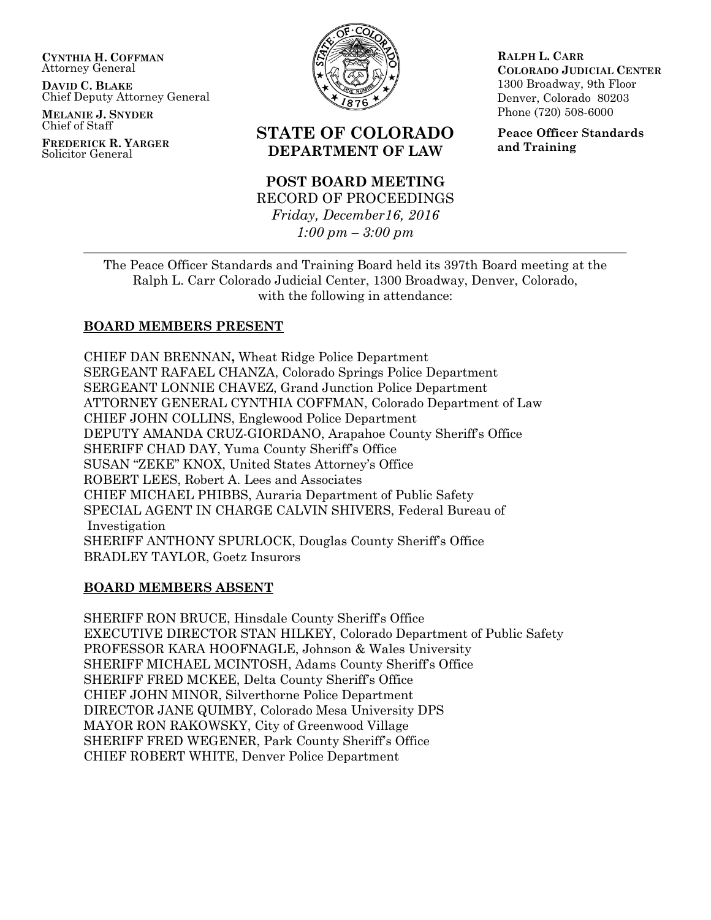**CYNTHIA H. COFFMAN**
Attorney General

**DAVID C. BLAKE**
Chief Deputy Attorney General

**MELANIE J. SNYDER**
Chief of Staff

**FREDERICK R. YARGER**
Solicitor General

**RALPH L. CARR**
**COLORADO JUDICIAL CENTER**
1300 Broadway, 9th Floor
Denver, Colorado 80203
Phone (720) 508-6000

**Peace Officer Standards and Training**

# STATE OF COLORADO
## DEPARTMENT OF LAW

## POST BOARD MEETING

RECORD OF PROCEEDINGS
*Friday, December16, 2016*
*1:00 pm – 3:00 pm*

---

The Peace Officer Standards and Training Board held its 397th Board meeting at the Ralph L. Carr Colorado Judicial Center, 1300 Broadway, Denver, Colorado, with the following in attendance:

### BOARD MEMBERS PRESENT

CHIEF DAN BRENNAN, Wheat Ridge Police Department
SERGEANT RAFAEL CHANZA, Colorado Springs Police Department
SERGEANT LONNIE CHAVEZ, Grand Junction Police Department
ATTORNEY GENERAL CYNTHIA COFFMAN, Colorado Department of Law
CHIEF JOHN COLLINS, Englewood Police Department
DEPUTY AMANDA CRUZ-GIORDANO, Arapahoe County Sheriff's Office
SHERIFF CHAD DAY, Yuma County Sheriff's Office
SUSAN "ZEKE" KNOX, United States Attorney's Office
ROBERT LEES, Robert A. Lees and Associates
CHIEF MICHAEL PHIBBS, Auraria Department of Public Safety
SPECIAL AGENT IN CHARGE CALVIN SHIVERS, Federal Bureau of Investigation
SHERIFF ANTHONY SPURLOCK, Douglas County Sheriff's Office
BRADLEY TAYLOR, Goetz Insurors

### BOARD MEMBERS ABSENT

SHERIFF RON BRUCE, Hinsdale County Sheriff's Office
EXECUTIVE DIRECTOR STAN HILKEY, Colorado Department of Public Safety
PROFESSOR KARA HOOFNAGLE, Johnson & Wales University
SHERIFF MICHAEL MCINTOSH, Adams County Sheriff's Office
SHERIFF FRED MCKEE, Delta County Sheriff's Office
CHIEF JOHN MINOR, Silverthorne Police Department
DIRECTOR JANE QUIMBY, Colorado Mesa University DPS
MAYOR RON RAKOWSKY, City of Greenwood Village
SHERIFF FRED WEGENER, Park County Sheriff's Office
CHIEF ROBERT WHITE, Denver Police Department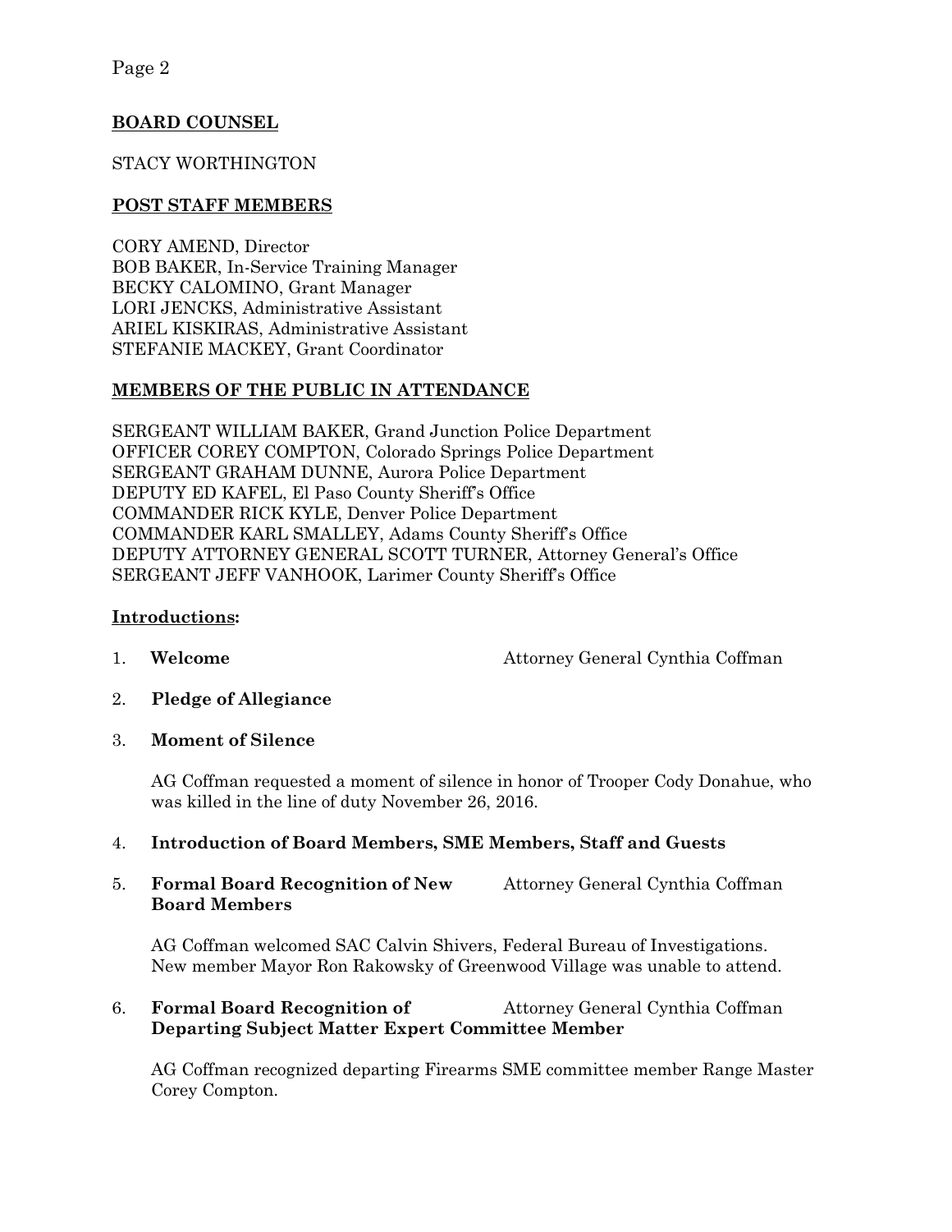## BOARD COUNSEL

STACY WORTHINGTON

## POST STAFF MEMBERS

CORY AMEND, Director
BOB BAKER, In-Service Training Manager
BECKY CALOMINO, Grant Manager
LORI JENCKS, Administrative Assistant
ARIEL KISKIRAS, Administrative Assistant
STEFANIE MACKEY, Grant Coordinator

## MEMBERS OF THE PUBLIC IN ATTENDANCE

SERGEANT WILLIAM BAKER, Grand Junction Police Department
OFFICER COREY COMPTON, Colorado Springs Police Department
SERGEANT GRAHAM DUNNE, Aurora Police Department
DEPUTY ED KAFEL, El Paso County Sheriff's Office
COMMANDER RICK KYLE, Denver Police Department
COMMANDER KARL SMALLEY, Adams County Sheriff's Office
DEPUTY ATTORNEY GENERAL SCOTT TURNER, Attorney General's Office
SERGEANT JEFF VANHOOK, Larimer County Sheriff's Office

## Introductions:

1. **Welcome** — Attorney General Cynthia Coffman

2. **Pledge of Allegiance**

3. **Moment of Silence**

   AG Coffman requested a moment of silence in honor of Trooper Cody Donahue, who was killed in the line of duty November 26, 2016.

4. **Introduction of Board Members, SME Members, Staff and Guests**

5. **Formal Board Recognition of New Board Members** — Attorney General Cynthia Coffman

   AG Coffman welcomed SAC Calvin Shivers, Federal Bureau of Investigations. New member Mayor Ron Rakowsky of Greenwood Village was unable to attend.

6. **Formal Board Recognition of Departing Subject Matter Expert Committee Member** — Attorney General Cynthia Coffman

   AG Coffman recognized departing Firearms SME committee member Range Master Corey Compton.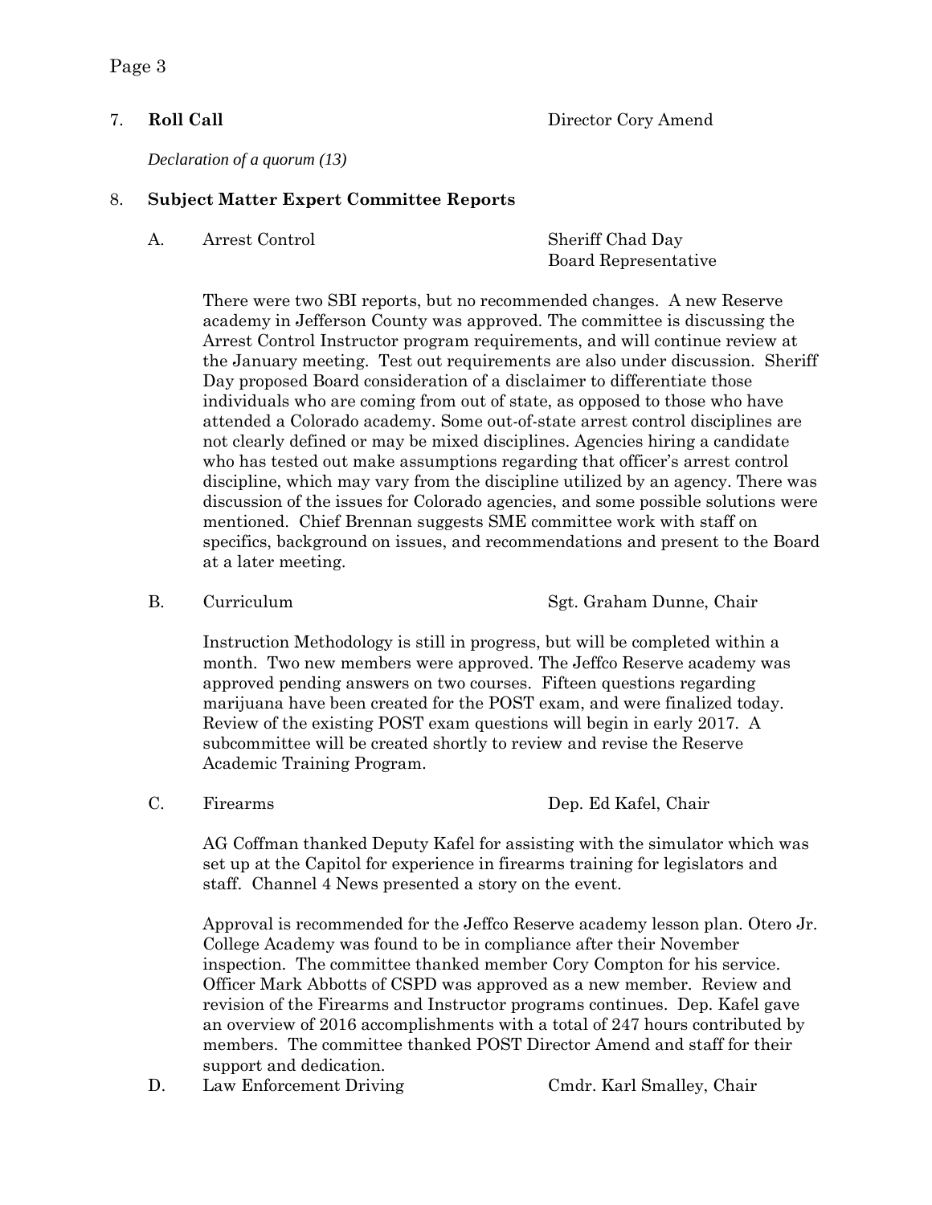7. **Roll Call** — Director Cory Amend

*Declaration of a quorum (13)*

8. **Subject Matter Expert Committee Reports**

A. Arrest Control — Sheriff Chad Day, Board Representative

There were two SBI reports, but no recommended changes. A new Reserve academy in Jefferson County was approved. The committee is discussing the Arrest Control Instructor program requirements, and will continue review at the January meeting. Test out requirements are also under discussion. Sheriff Day proposed Board consideration of a disclaimer to differentiate those individuals who are coming from out of state, as opposed to those who have attended a Colorado academy. Some out-of-state arrest control disciplines are not clearly defined or may be mixed disciplines. Agencies hiring a candidate who has tested out make assumptions regarding that officer's arrest control discipline, which may vary from the discipline utilized by an agency. There was discussion of the issues for Colorado agencies, and some possible solutions were mentioned. Chief Brennan suggests SME committee work with staff on specifics, background on issues, and recommendations and present to the Board at a later meeting.

B. Curriculum — Sgt. Graham Dunne, Chair

Instruction Methodology is still in progress, but will be completed within a month. Two new members were approved. The Jeffco Reserve academy was approved pending answers on two courses. Fifteen questions regarding marijuana have been created for the POST exam, and were finalized today. Review of the existing POST exam questions will begin in early 2017. A subcommittee will be created shortly to review and revise the Reserve Academic Training Program.

C. Firearms — Dep. Ed Kafel, Chair

AG Coffman thanked Deputy Kafel for assisting with the simulator which was set up at the Capitol for experience in firearms training for legislators and staff. Channel 4 News presented a story on the event.

Approval is recommended for the Jeffco Reserve academy lesson plan. Otero Jr. College Academy was found to be in compliance after their November inspection. The committee thanked member Cory Compton for his service. Officer Mark Abbotts of CSPD was approved as a new member. Review and revision of the Firearms and Instructor programs continues. Dep. Kafel gave an overview of 2016 accomplishments with a total of 247 hours contributed by members. The committee thanked POST Director Amend and staff for their support and dedication.

D. Law Enforcement Driving — Cmdr. Karl Smalley, Chair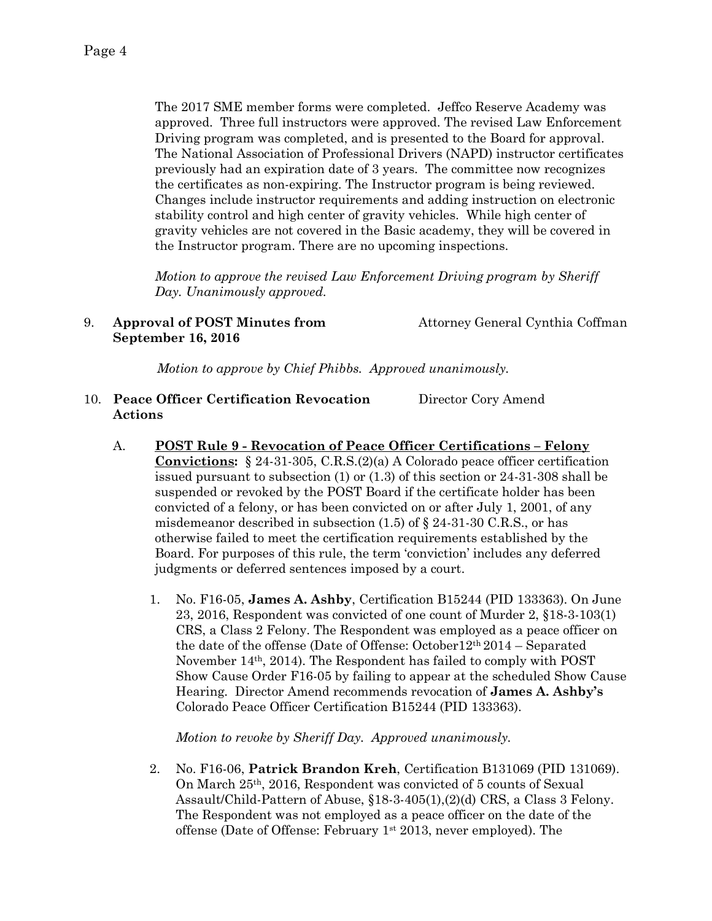The 2017 SME member forms were completed. Jeffco Reserve Academy was approved. Three full instructors were approved. The revised Law Enforcement Driving program was completed, and is presented to the Board for approval. The National Association of Professional Drivers (NAPD) instructor certificates previously had an expiration date of 3 years. The committee now recognizes the certificates as non-expiring. The Instructor program is being reviewed. Changes include instructor requirements and adding instruction on electronic stability control and high center of gravity vehicles. While high center of gravity vehicles are not covered in the Basic academy, they will be covered in the Instructor program. There are no upcoming inspections.

*Motion to approve the revised Law Enforcement Driving program by Sheriff Day. Unanimously approved.*

9. **Approval of POST Minutes from September 16, 2016** — Attorney General Cynthia Coffman

   *Motion to approve by Chief Phibbs. Approved unanimously.*

10. **Peace Officer Certification Revocation Actions** — Director Cory Amend

    A. **POST Rule 9 - Revocation of Peace Officer Certifications – Felony Convictions:** § 24-31-305, C.R.S.(2)(a) A Colorado peace officer certification issued pursuant to subsection (1) or (1.3) of this section or 24-31-308 shall be suspended or revoked by the POST Board if the certificate holder has been convicted of a felony, or has been convicted on or after July 1, 2001, of any misdemeanor described in subsection (1.5) of § 24-31-30 C.R.S., or has otherwise failed to meet the certification requirements established by the Board. For purposes of this rule, the term 'conviction' includes any deferred judgments or deferred sentences imposed by a court.

    1. No. F16-05, **James A. Ashby**, Certification B15244 (PID 133363). On June 23, 2016, Respondent was convicted of one count of Murder 2, §18-3-103(1) CRS, a Class 2 Felony. The Respondent was employed as a peace officer on the date of the offense (Date of Offense: October12th 2014 – Separated November 14th, 2014). The Respondent has failed to comply with POST Show Cause Order F16-05 by failing to appear at the scheduled Show Cause Hearing. Director Amend recommends revocation of **James A. Ashby's** Colorado Peace Officer Certification B15244 (PID 133363).

       *Motion to revoke by Sheriff Day. Approved unanimously.*

    2. No. F16-06, **Patrick Brandon Kreh**, Certification B131069 (PID 131069). On March 25th, 2016, Respondent was convicted of 5 counts of Sexual Assault/Child-Pattern of Abuse, §18-3-405(1),(2)(d) CRS, a Class 3 Felony. The Respondent was not employed as a peace officer on the date of the offense (Date of Offense: February 1st 2013, never employed). The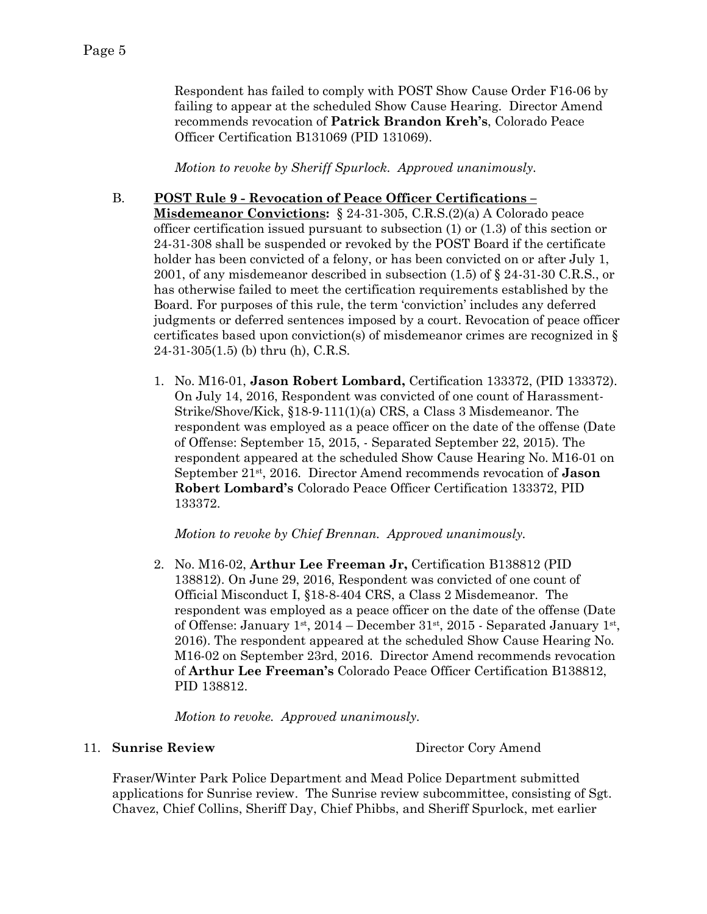Respondent has failed to comply with POST Show Cause Order F16-06 by failing to appear at the scheduled Show Cause Hearing. Director Amend recommends revocation of **Patrick Brandon Kreh's**, Colorado Peace Officer Certification B131069 (PID 131069).

*Motion to revoke by Sheriff Spurlock. Approved unanimously.*

B. **POST Rule 9 - Revocation of Peace Officer Certifications – Misdemeanor Convictions:** § 24-31-305, C.R.S.(2)(a) A Colorado peace officer certification issued pursuant to subsection (1) or (1.3) of this section or 24-31-308 shall be suspended or revoked by the POST Board if the certificate holder has been convicted of a felony, or has been convicted on or after July 1, 2001, of any misdemeanor described in subsection (1.5) of § 24-31-30 C.R.S., or has otherwise failed to meet the certification requirements established by the Board. For purposes of this rule, the term 'conviction' includes any deferred judgments or deferred sentences imposed by a court. Revocation of peace officer certificates based upon conviction(s) of misdemeanor crimes are recognized in § 24-31-305(1.5) (b) thru (h), C.R.S.

1. No. M16-01, **Jason Robert Lombard,** Certification 133372, (PID 133372). On July 14, 2016, Respondent was convicted of one count of Harassment-Strike/Shove/Kick, §18-9-111(1)(a) CRS, a Class 3 Misdemeanor. The respondent was employed as a peace officer on the date of the offense (Date of Offense: September 15, 2015, - Separated September 22, 2015). The respondent appeared at the scheduled Show Cause Hearing No. M16-01 on September 21st, 2016. Director Amend recommends revocation of **Jason Robert Lombard's** Colorado Peace Officer Certification 133372, PID 133372.

   *Motion to revoke by Chief Brennan. Approved unanimously.*

2. No. M16-02, **Arthur Lee Freeman Jr,** Certification B138812 (PID 138812). On June 29, 2016, Respondent was convicted of one count of Official Misconduct I, §18-8-404 CRS, a Class 2 Misdemeanor. The respondent was employed as a peace officer on the date of the offense (Date of Offense: January 1st, 2014 – December 31st, 2015 - Separated January 1st, 2016). The respondent appeared at the scheduled Show Cause Hearing No. M16-02 on September 23rd, 2016. Director Amend recommends revocation of **Arthur Lee Freeman's** Colorado Peace Officer Certification B138812, PID 138812.

   *Motion to revoke. Approved unanimously.*

11. **Sunrise Review** Director Cory Amend

Fraser/Winter Park Police Department and Mead Police Department submitted applications for Sunrise review. The Sunrise review subcommittee, consisting of Sgt. Chavez, Chief Collins, Sheriff Day, Chief Phibbs, and Sheriff Spurlock, met earlier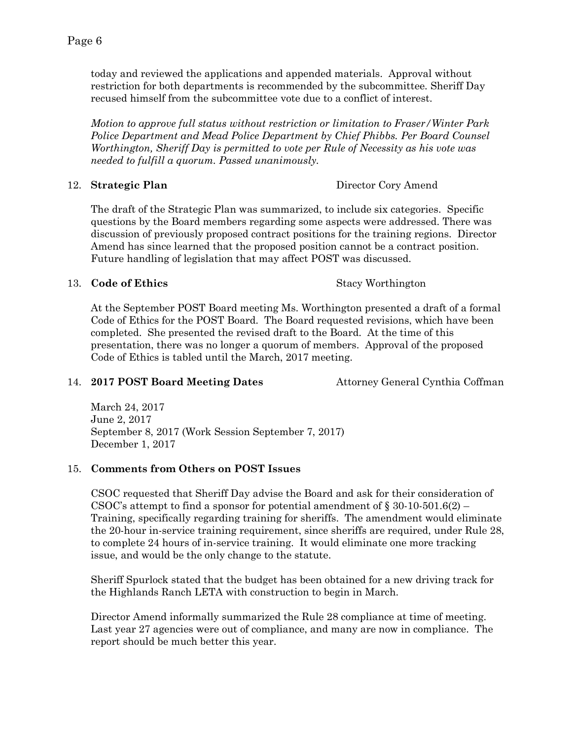today and reviewed the applications and appended materials. Approval without restriction for both departments is recommended by the subcommittee. Sheriff Day recused himself from the subcommittee vote due to a conflict of interest.

*Motion to approve full status without restriction or limitation to Fraser/Winter Park Police Department and Mead Police Department by Chief Phibbs. Per Board Counsel Worthington, Sheriff Day is permitted to vote per Rule of Necessity as his vote was needed to fulfill a quorum. Passed unanimously.*

12. **Strategic Plan** Director Cory Amend

The draft of the Strategic Plan was summarized, to include six categories. Specific questions by the Board members regarding some aspects were addressed. There was discussion of previously proposed contract positions for the training regions. Director Amend has since learned that the proposed position cannot be a contract position. Future handling of legislation that may affect POST was discussed.

13. **Code of Ethics** Stacy Worthington

At the September POST Board meeting Ms. Worthington presented a draft of a formal Code of Ethics for the POST Board. The Board requested revisions, which have been completed. She presented the revised draft to the Board. At the time of this presentation, there was no longer a quorum of members. Approval of the proposed Code of Ethics is tabled until the March, 2017 meeting.

14. **2017 POST Board Meeting Dates** Attorney General Cynthia Coffman

March 24, 2017
June 2, 2017
September 8, 2017 (Work Session September 7, 2017)
December 1, 2017

15. **Comments from Others on POST Issues**

CSOC requested that Sheriff Day advise the Board and ask for their consideration of CSOC's attempt to find a sponsor for potential amendment of § 30-10-501.6(2) – Training, specifically regarding training for sheriffs. The amendment would eliminate the 20-hour in-service training requirement, since sheriffs are required, under Rule 28, to complete 24 hours of in-service training. It would eliminate one more tracking issue, and would be the only change to the statute.

Sheriff Spurlock stated that the budget has been obtained for a new driving track for the Highlands Ranch LETA with construction to begin in March.

Director Amend informally summarized the Rule 28 compliance at time of meeting. Last year 27 agencies were out of compliance, and many are now in compliance. The report should be much better this year.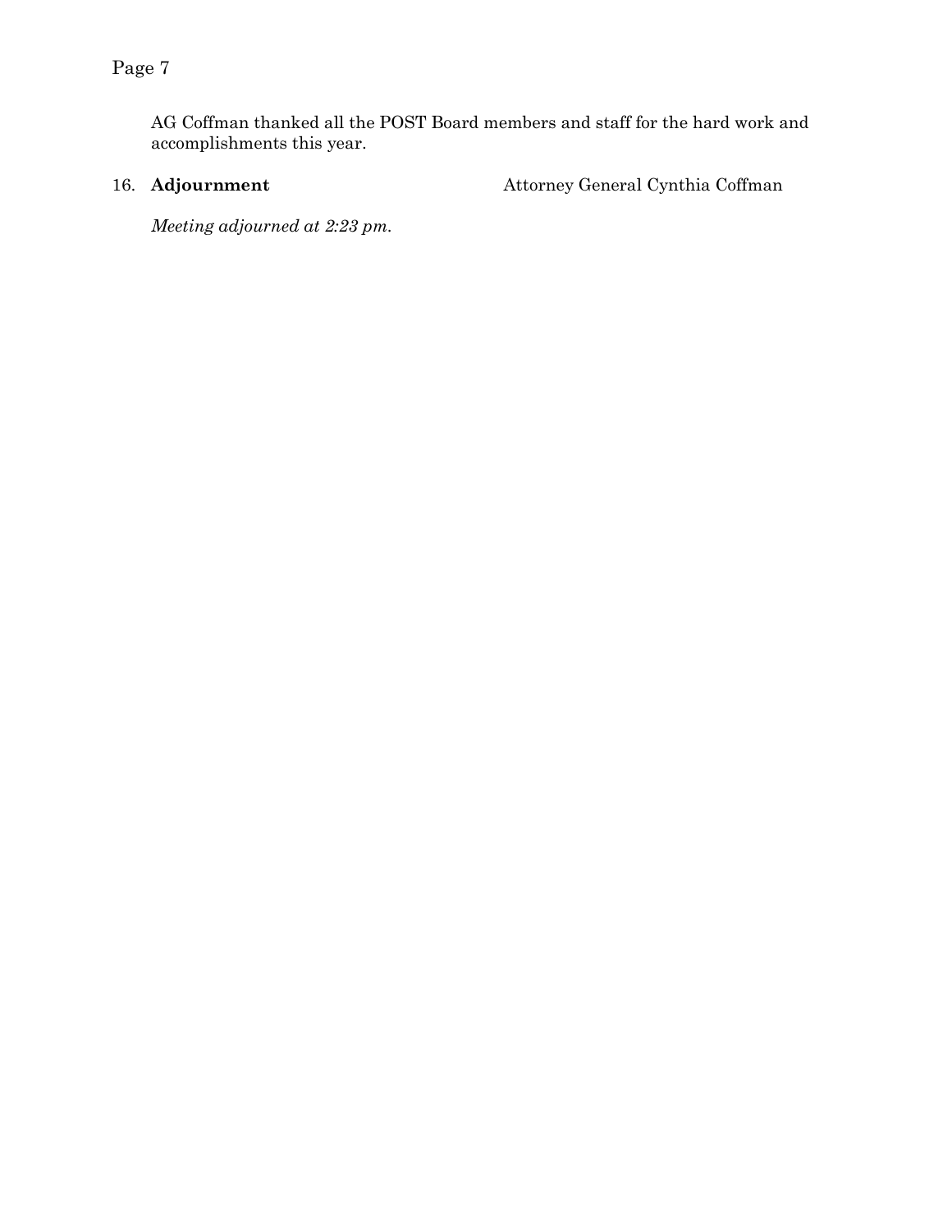AG Coffman thanked all the POST Board members and staff for the hard work and accomplishments this year.

16. **Adjournment** Attorney General Cynthia Coffman

*Meeting adjourned at 2:23 pm.*